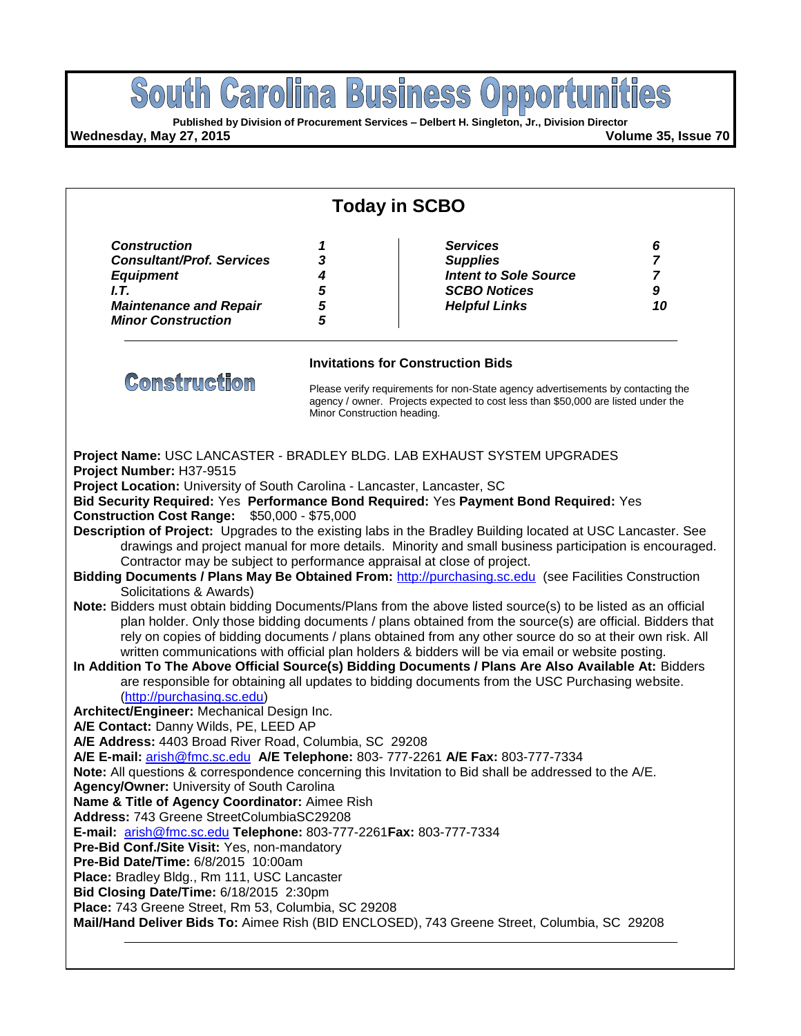# South Carolina Business Opportunities

**Published by Division of Procurement Services – Delbert H. Singleton, Jr., Division Director**

**Wednesday, May 27, 2015** **Volume 35, Issue 70**

## Today in SCBO

| | | | |
|---|---|---|---|
| ***Construction*** | ***1*** | ***Services*** | ***6*** |
| ***Consultant/Prof. Services*** | ***3*** | ***Supplies*** | ***7*** |
| ***Equipment*** | ***4*** | ***Intent to Sole Source*** | ***7*** |
| ***I.T.*** | ***5*** | ***SCBO Notices*** | ***9*** |
| ***Maintenance and Repair*** | ***5*** | ***Helpful Links*** | ***10*** |
| ***Minor Construction*** | ***5*** | | |

## Construction

### Invitations for Construction Bids

Please verify requirements for non-State agency advertisements by contacting the agency / owner. Projects expected to cost less than $50,000 are listed under the Minor Construction heading.

**Project Name:** USC LANCASTER - BRADLEY BLDG. LAB EXHAUST SYSTEM UPGRADES
**Project Number:** H37-9515
**Project Location:** University of South Carolina - Lancaster, Lancaster, SC
**Bid Security Required:** Yes **Performance Bond Required:** Yes **Payment Bond Required:** Yes
**Construction Cost Range:** $50,000 - $75,000
**Description of Project:** Upgrades to the existing labs in the Bradley Building located at USC Lancaster. See drawings and project manual for more details. Minority and small business participation is encouraged. Contractor may be subject to performance appraisal at close of project.
**Bidding Documents / Plans May Be Obtained From:** http://purchasing.sc.edu (see Facilities Construction Solicitations & Awards)
**Note:** Bidders must obtain bidding Documents/Plans from the above listed source(s) to be listed as an official plan holder. Only those bidding documents / plans obtained from the source(s) are official. Bidders that rely on copies of bidding documents / plans obtained from any other source do so at their own risk. All written communications with official plan holders & bidders will be via email or website posting.
**In Addition To The Above Official Source(s) Bidding Documents / Plans Are Also Available At:** Bidders are responsible for obtaining all updates to bidding documents from the USC Purchasing website. (http://purchasing.sc.edu)
**Architect/Engineer:** Mechanical Design Inc.
**A/E Contact:** Danny Wilds, PE, LEED AP
**A/E Address:** 4403 Broad River Road, Columbia, SC 29208
**A/E E-mail:** arish@fmc.sc.edu **A/E Telephone:** 803- 777-2261 **A/E Fax:** 803-777-7334
**Note:** All questions & correspondence concerning this Invitation to Bid shall be addressed to the A/E.
**Agency/Owner:** University of South Carolina
**Name & Title of Agency Coordinator:** Aimee Rish
**Address:** 743 Greene StreetColumbiaSC29208
**E-mail:** arish@fmc.sc.edu **Telephone:** 803-777-2261**Fax:** 803-777-7334
**Pre-Bid Conf./Site Visit:** Yes, non-mandatory
**Pre-Bid Date/Time:** 6/8/2015 10:00am
**Place:** Bradley Bldg., Rm 111, USC Lancaster
**Bid Closing Date/Time:** 6/18/2015 2:30pm
**Place:** 743 Greene Street, Rm 53, Columbia, SC 29208
**Mail/Hand Deliver Bids To:** Aimee Rish (BID ENCLOSED), 743 Greene Street, Columbia, SC 29208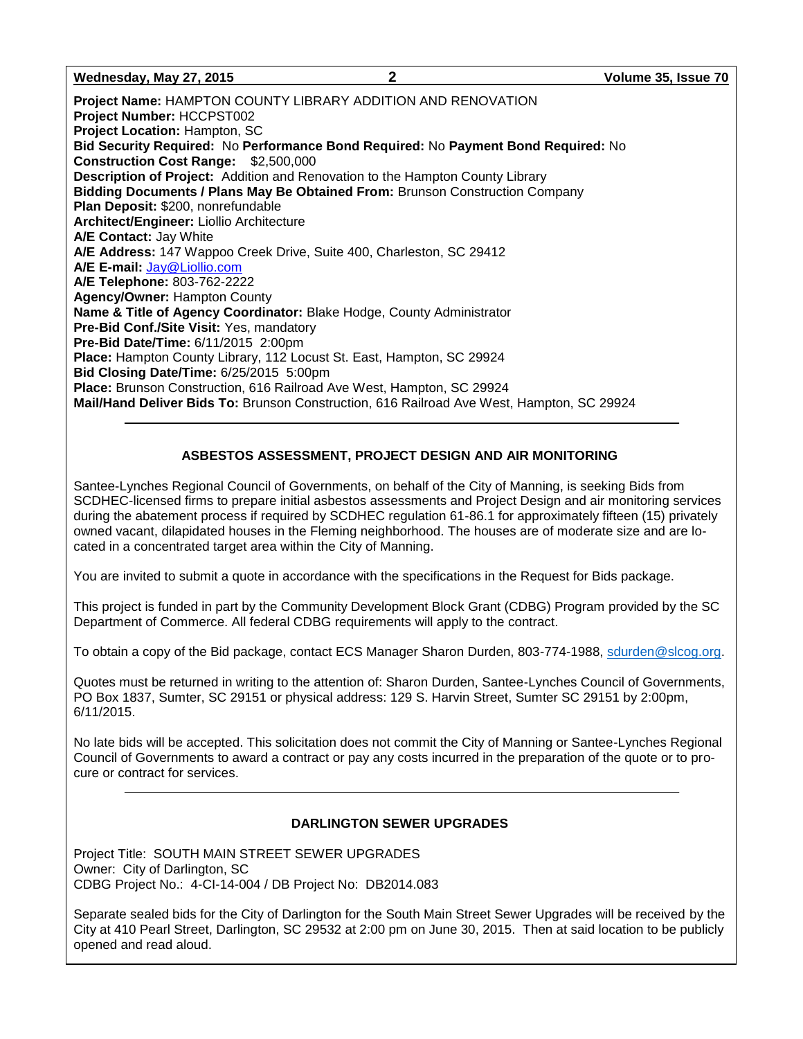**Project Name:** HAMPTON COUNTY LIBRARY ADDITION AND RENOVATION
**Project Number:** HCCPST002
**Project Location:** Hampton, SC
**Bid Security Required:** No **Performance Bond Required:** No **Payment Bond Required:** No
**Construction Cost Range:** $2,500,000
**Description of Project:** Addition and Renovation to the Hampton County Library
**Bidding Documents / Plans May Be Obtained From:** Brunson Construction Company
**Plan Deposit:** $200, nonrefundable
**Architect/Engineer:** Liollio Architecture
**A/E Contact:** Jay White
**A/E Address:** 147 Wappoo Creek Drive, Suite 400, Charleston, SC 29412
**A/E E-mail:** Jay@Liollio.com
**A/E Telephone:** 803-762-2222
**Agency/Owner:** Hampton County
**Name & Title of Agency Coordinator:** Blake Hodge, County Administrator
**Pre-Bid Conf./Site Visit:** Yes, mandatory
**Pre-Bid Date/Time:** 6/11/2015 2:00pm
**Place:** Hampton County Library, 112 Locust St. East, Hampton, SC 29924
**Bid Closing Date/Time:** 6/25/2015 5:00pm
**Place:** Brunson Construction, 616 Railroad Ave West, Hampton, SC 29924
**Mail/Hand Deliver Bids To:** Brunson Construction, 616 Railroad Ave West, Hampton, SC 29924

---

### ASBESTOS ASSESSMENT, PROJECT DESIGN AND AIR MONITORING

Santee-Lynches Regional Council of Governments, on behalf of the City of Manning, is seeking Bids from SCDHEC-licensed firms to prepare initial asbestos assessments and Project Design and air monitoring services during the abatement process if required by SCDHEC regulation 61-86.1 for approximately fifteen (15) privately owned vacant, dilapidated houses in the Fleming neighborhood. The houses are of moderate size and are located in a concentrated target area within the City of Manning.

You are invited to submit a quote in accordance with the specifications in the Request for Bids package.

This project is funded in part by the Community Development Block Grant (CDBG) Program provided by the SC Department of Commerce. All federal CDBG requirements will apply to the contract.

To obtain a copy of the Bid package, contact ECS Manager Sharon Durden, 803-774-1988, sdurden@slcog.org.

Quotes must be returned in writing to the attention of: Sharon Durden, Santee-Lynches Council of Governments, PO Box 1837, Sumter, SC 29151 or physical address: 129 S. Harvin Street, Sumter SC 29151 by 2:00pm, 6/11/2015.

No late bids will be accepted. This solicitation does not commit the City of Manning or Santee-Lynches Regional Council of Governments to award a contract or pay any costs incurred in the preparation of the quote or to procure or contract for services.

---

### DARLINGTON SEWER UPGRADES

Project Title: SOUTH MAIN STREET SEWER UPGRADES
Owner: City of Darlington, SC
CDBG Project No.: 4-CI-14-004 / DB Project No: DB2014.083

Separate sealed bids for the City of Darlington for the South Main Street Sewer Upgrades will be received by the City at 410 Pearl Street, Darlington, SC 29532 at 2:00 pm on June 30, 2015. Then at said location to be publicly opened and read aloud.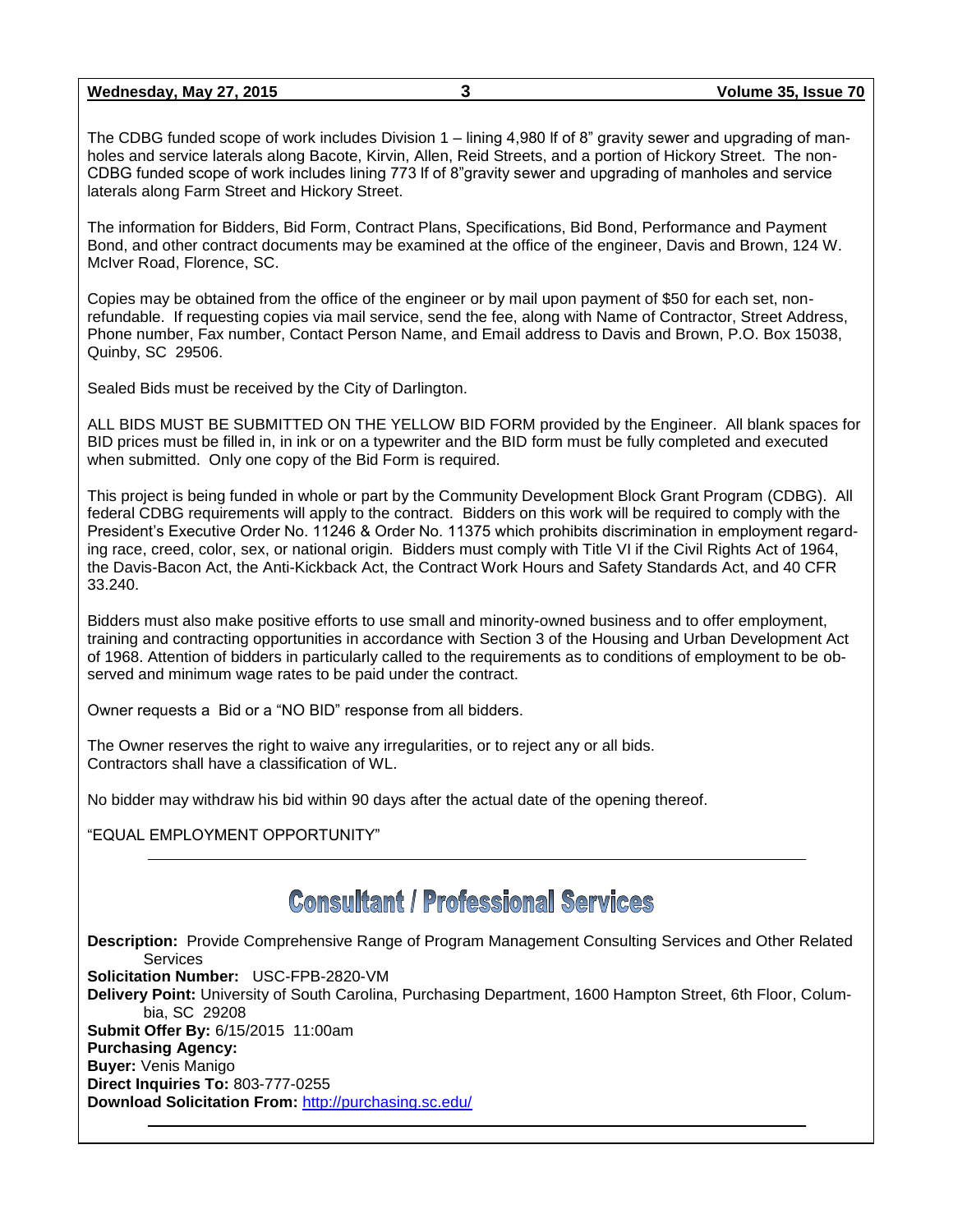The CDBG funded scope of work includes Division 1 – lining 4,980 lf of 8" gravity sewer and upgrading of manholes and service laterals along Bacote, Kirvin, Allen, Reid Streets, and a portion of Hickory Street. The non-CDBG funded scope of work includes lining 773 lf of 8"gravity sewer and upgrading of manholes and service laterals along Farm Street and Hickory Street.

The information for Bidders, Bid Form, Contract Plans, Specifications, Bid Bond, Performance and Payment Bond, and other contract documents may be examined at the office of the engineer, Davis and Brown, 124 W. McIver Road, Florence, SC.

Copies may be obtained from the office of the engineer or by mail upon payment of $50 for each set, non-refundable. If requesting copies via mail service, send the fee, along with Name of Contractor, Street Address, Phone number, Fax number, Contact Person Name, and Email address to Davis and Brown, P.O. Box 15038, Quinby, SC 29506.

Sealed Bids must be received by the City of Darlington.

ALL BIDS MUST BE SUBMITTED ON THE YELLOW BID FORM provided by the Engineer. All blank spaces for BID prices must be filled in, in ink or on a typewriter and the BID form must be fully completed and executed when submitted. Only one copy of the Bid Form is required.

This project is being funded in whole or part by the Community Development Block Grant Program (CDBG). All federal CDBG requirements will apply to the contract. Bidders on this work will be required to comply with the President's Executive Order No. 11246 & Order No. 11375 which prohibits discrimination in employment regarding race, creed, color, sex, or national origin. Bidders must comply with Title VI if the Civil Rights Act of 1964, the Davis-Bacon Act, the Anti-Kickback Act, the Contract Work Hours and Safety Standards Act, and 40 CFR 33.240.

Bidders must also make positive efforts to use small and minority-owned business and to offer employment, training and contracting opportunities in accordance with Section 3 of the Housing and Urban Development Act of 1968. Attention of bidders in particularly called to the requirements as to conditions of employment to be observed and minimum wage rates to be paid under the contract.

Owner requests a Bid or a "NO BID" response from all bidders.

The Owner reserves the right to waive any irregularities, or to reject any or all bids.
Contractors shall have a classification of WL.

No bidder may withdraw his bid within 90 days after the actual date of the opening thereof.

"EQUAL EMPLOYMENT OPPORTUNITY"

---

## Consultant / Professional Services

**Description:** Provide Comprehensive Range of Program Management Consulting Services and Other Related Services
**Solicitation Number:** USC-FPB-2820-VM
**Delivery Point:** University of South Carolina, Purchasing Department, 1600 Hampton Street, 6th Floor, Columbia, SC 29208
**Submit Offer By:** 6/15/2015 11:00am
**Purchasing Agency:**
**Buyer:** Venis Manigo
**Direct Inquiries To:** 803-777-0255
**Download Solicitation From:** http://purchasing.sc.edu/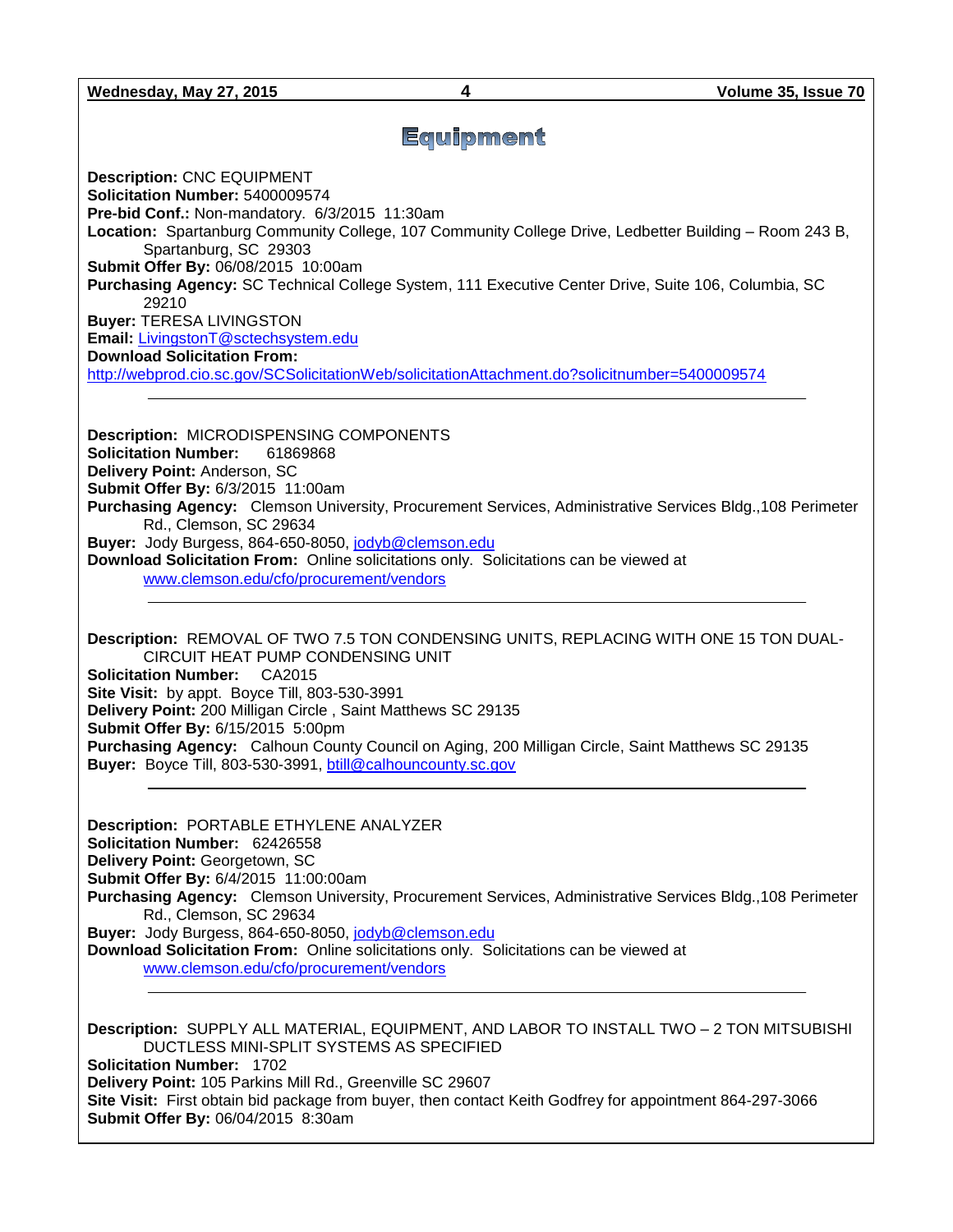# Equipment

**Description:** CNC EQUIPMENT
**Solicitation Number:** 5400009574
**Pre-bid Conf.:** Non-mandatory. 6/3/2015 11:30am
**Location:** Spartanburg Community College, 107 Community College Drive, Ledbetter Building – Room 243 B, Spartanburg, SC 29303
**Submit Offer By:** 06/08/2015 10:00am
**Purchasing Agency:** SC Technical College System, 111 Executive Center Drive, Suite 106, Columbia, SC 29210
**Buyer:** TERESA LIVINGSTON
**Email:** LivingstonT@sctechsystem.edu
**Download Solicitation From:**
http://webprod.cio.sc.gov/SCSolicitationWeb/solicitationAttachment.do?solicitnumber=5400009574

---

**Description:** MICRODISPENSING COMPONENTS
**Solicitation Number:** 61869868
**Delivery Point:** Anderson, SC
**Submit Offer By:** 6/3/2015 11:00am
**Purchasing Agency:** Clemson University, Procurement Services, Administrative Services Bldg.,108 Perimeter Rd., Clemson, SC 29634
**Buyer:** Jody Burgess, 864-650-8050, jodyb@clemson.edu
**Download Solicitation From:** Online solicitations only. Solicitations can be viewed at www.clemson.edu/cfo/procurement/vendors

---

**Description:** REMOVAL OF TWO 7.5 TON CONDENSING UNITS, REPLACING WITH ONE 15 TON DUAL-CIRCUIT HEAT PUMP CONDENSING UNIT
**Solicitation Number:** CA2015
**Site Visit:** by appt. Boyce Till, 803-530-3991
**Delivery Point:** 200 Milligan Circle , Saint Matthews SC 29135
**Submit Offer By:** 6/15/2015 5:00pm
**Purchasing Agency:** Calhoun County Council on Aging, 200 Milligan Circle, Saint Matthews SC 29135
**Buyer:** Boyce Till, 803-530-3991, btill@calhouncounty.sc.gov

---

**Description:** PORTABLE ETHYLENE ANALYZER
**Solicitation Number:** 62426558
**Delivery Point:** Georgetown, SC
**Submit Offer By:** 6/4/2015 11:00:00am
**Purchasing Agency:** Clemson University, Procurement Services, Administrative Services Bldg.,108 Perimeter Rd., Clemson, SC 29634
**Buyer:** Jody Burgess, 864-650-8050, jodyb@clemson.edu
**Download Solicitation From:** Online solicitations only. Solicitations can be viewed at www.clemson.edu/cfo/procurement/vendors

---

**Description:** SUPPLY ALL MATERIAL, EQUIPMENT, AND LABOR TO INSTALL TWO – 2 TON MITSUBISHI DUCTLESS MINI-SPLIT SYSTEMS AS SPECIFIED
**Solicitation Number:** 1702
**Delivery Point:** 105 Parkins Mill Rd., Greenville SC 29607
**Site Visit:** First obtain bid package from buyer, then contact Keith Godfrey for appointment 864-297-3066
**Submit Offer By:** 06/04/2015 8:30am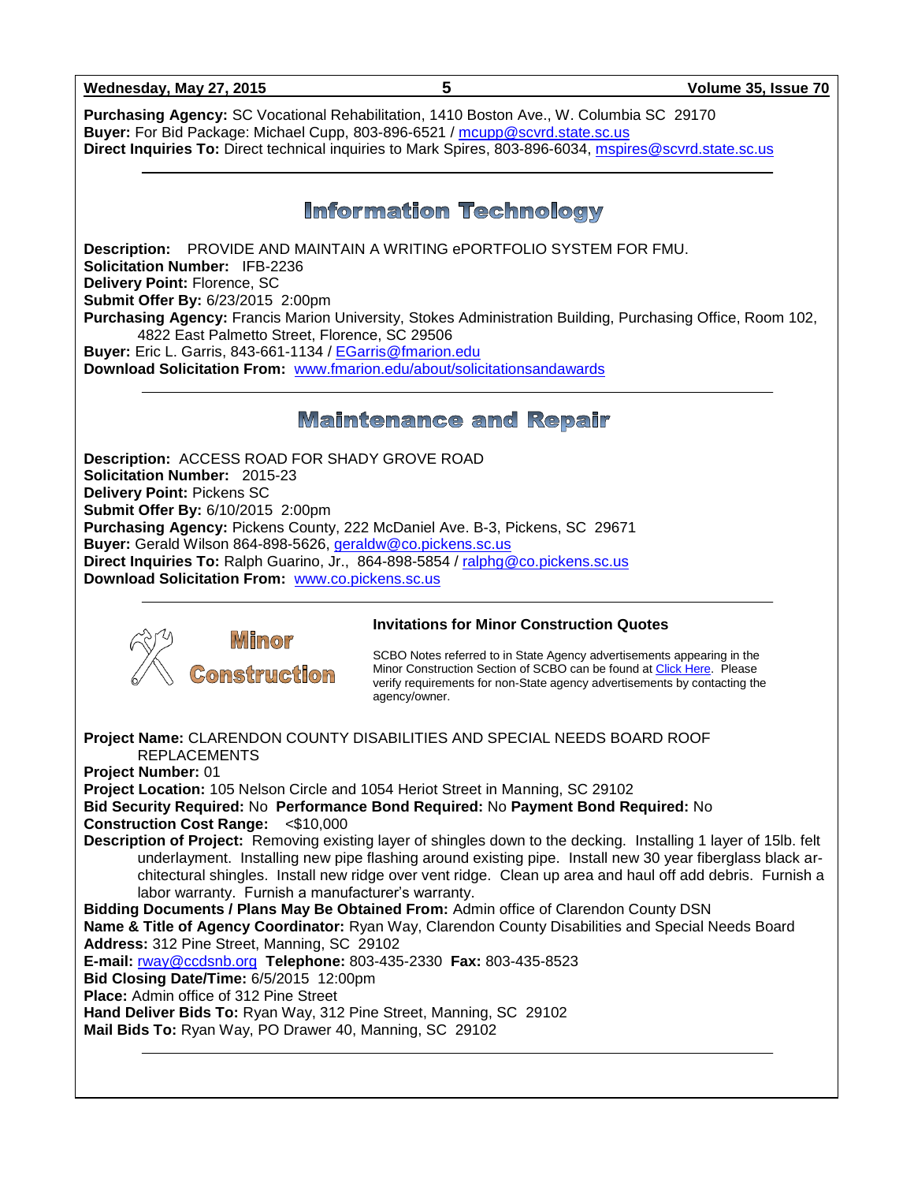**Purchasing Agency:** SC Vocational Rehabilitation, 1410 Boston Ave., W. Columbia SC 29170
**Buyer:** For Bid Package: Michael Cupp, 803-896-6521 / mcupp@scvrd.state.sc.us
**Direct Inquiries To:** Direct technical inquiries to Mark Spires, 803-896-6034, mspires@scvrd.state.sc.us

## Information Technology

**Description:** PROVIDE AND MAINTAIN A WRITING ePORTFOLIO SYSTEM FOR FMU.
**Solicitation Number:** IFB-2236
**Delivery Point:** Florence, SC
**Submit Offer By:** 6/23/2015 2:00pm
**Purchasing Agency:** Francis Marion University, Stokes Administration Building, Purchasing Office, Room 102, 4822 East Palmetto Street, Florence, SC 29506
**Buyer:** Eric L. Garris, 843-661-1134 / EGarris@fmarion.edu
**Download Solicitation From:** www.fmarion.edu/about/solicitationsandawards

## Maintenance and Repair

**Description:** ACCESS ROAD FOR SHADY GROVE ROAD
**Solicitation Number:** 2015-23
**Delivery Point:** Pickens SC
**Submit Offer By:** 6/10/2015 2:00pm
**Purchasing Agency:** Pickens County, 222 McDaniel Ave. B-3, Pickens, SC 29671
**Buyer:** Gerald Wilson 864-898-5626, geraldw@co.pickens.sc.us
**Direct Inquiries To:** Ralph Guarino, Jr., 864-898-5854 / ralphg@co.pickens.sc.us
**Download Solicitation From:** www.co.pickens.sc.us

## Minor Construction

### Invitations for Minor Construction Quotes

SCBO Notes referred to in State Agency advertisements appearing in the Minor Construction Section of SCBO can be found at Click Here. Please verify requirements for non-State agency advertisements by contacting the agency/owner.

**Project Name:** CLARENDON COUNTY DISABILITIES AND SPECIAL NEEDS BOARD ROOF REPLACEMENTS
**Project Number:** 01
**Project Location:** 105 Nelson Circle and 1054 Heriot Street in Manning, SC 29102
**Bid Security Required:** No **Performance Bond Required:** No **Payment Bond Required:** No
**Construction Cost Range:** <$10,000
**Description of Project:** Removing existing layer of shingles down to the decking. Installing 1 layer of 15lb. felt underlayment. Installing new pipe flashing around existing pipe. Install new 30 year fiberglass black architectural shingles. Install new ridge over vent ridge. Clean up area and haul off add debris. Furnish a labor warranty. Furnish a manufacturer's warranty.
**Bidding Documents / Plans May Be Obtained From:** Admin office of Clarendon County DSN
**Name & Title of Agency Coordinator:** Ryan Way, Clarendon County Disabilities and Special Needs Board
**Address:** 312 Pine Street, Manning, SC 29102
**E-mail:** rway@ccdsnb.org **Telephone:** 803-435-2330 **Fax:** 803-435-8523
**Bid Closing Date/Time:** 6/5/2015 12:00pm
**Place:** Admin office of 312 Pine Street
**Hand Deliver Bids To:** Ryan Way, 312 Pine Street, Manning, SC 29102
**Mail Bids To:** Ryan Way, PO Drawer 40, Manning, SC 29102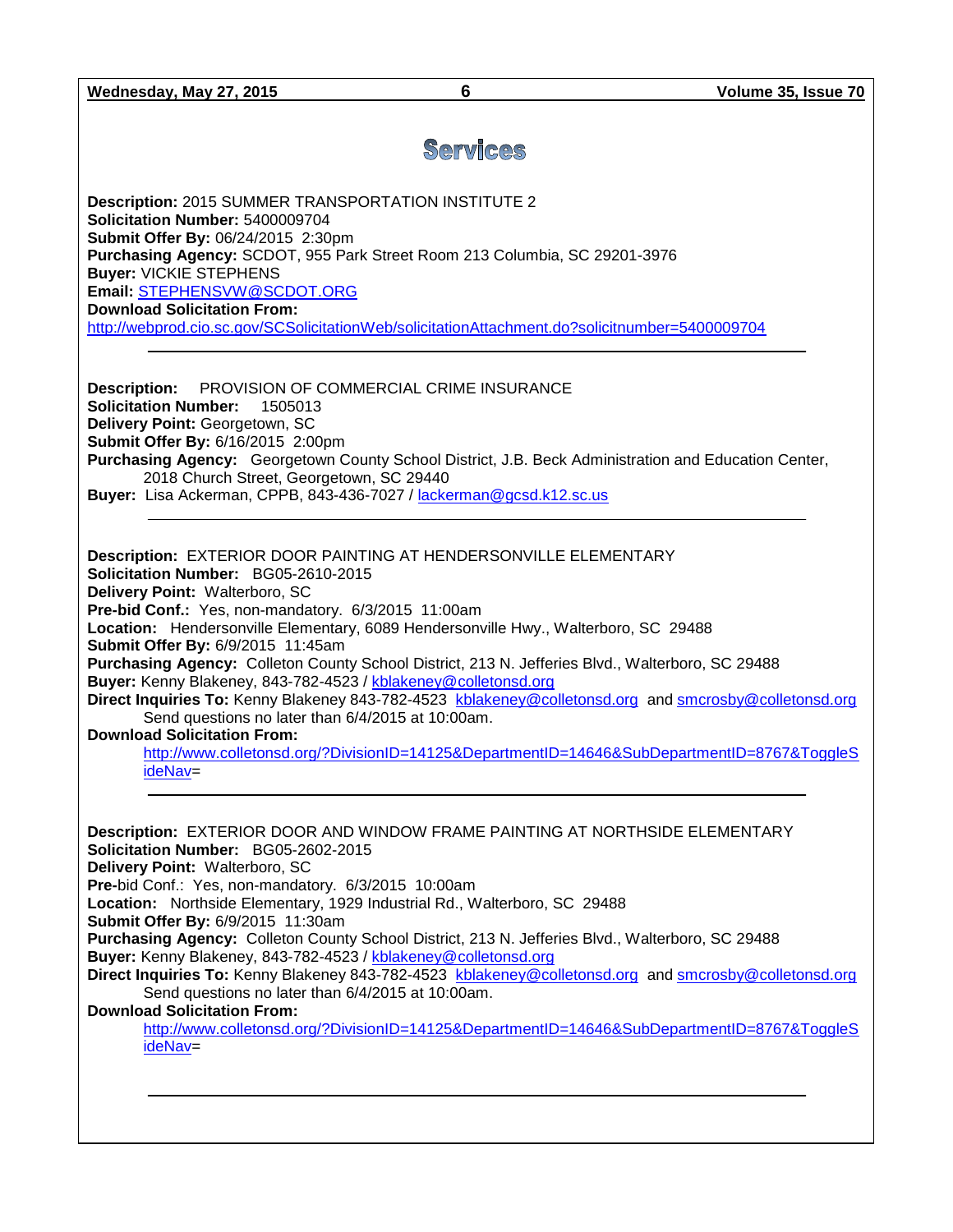# Services

**Description:** 2015 SUMMER TRANSPORTATION INSTITUTE 2
**Solicitation Number:** 5400009704
**Submit Offer By:** 06/24/2015 2:30pm
**Purchasing Agency:** SCDOT, 955 Park Street Room 213 Columbia, SC 29201-3976
**Buyer:** VICKIE STEPHENS
**Email:** STEPHENSVW@SCDOT.ORG
**Download Solicitation From:**
http://webprod.cio.sc.gov/SCSolicitationWeb/solicitationAttachment.do?solicitnumber=5400009704

---

**Description:** PROVISION OF COMMERCIAL CRIME INSURANCE
**Solicitation Number:** 1505013
**Delivery Point:** Georgetown, SC
**Submit Offer By:** 6/16/2015 2:00pm
**Purchasing Agency:** Georgetown County School District, J.B. Beck Administration and Education Center, 2018 Church Street, Georgetown, SC 29440
**Buyer:** Lisa Ackerman, CPPB, 843-436-7027 / lackerman@gcsd.k12.sc.us

---

**Description:** EXTERIOR DOOR PAINTING AT HENDERSONVILLE ELEMENTARY
**Solicitation Number:** BG05-2610-2015
**Delivery Point:** Walterboro, SC
**Pre-bid Conf.:** Yes, non-mandatory. 6/3/2015 11:00am
**Location:** Hendersonville Elementary, 6089 Hendersonville Hwy., Walterboro, SC 29488
**Submit Offer By:** 6/9/2015 11:45am
**Purchasing Agency:** Colleton County School District, 213 N. Jefferies Blvd., Walterboro, SC 29488
**Buyer:** Kenny Blakeney, 843-782-4523 / kblakeney@colletonsd.org
**Direct Inquiries To:** Kenny Blakeney 843-782-4523 kblakeney@colletonsd.org and smcrosby@colletonsd.org
Send questions no later than 6/4/2015 at 10:00am.
**Download Solicitation From:**
http://www.colletonsd.org/?DivisionID=14125&DepartmentID=14646&SubDepartmentID=8767&ToggleSideNav=

---

**Description:** EXTERIOR DOOR AND WINDOW FRAME PAINTING AT NORTHSIDE ELEMENTARY
**Solicitation Number:** BG05-2602-2015
**Delivery Point:** Walterboro, SC
**Pre-**bid Conf.: Yes, non-mandatory. 6/3/2015 10:00am
**Location:** Northside Elementary, 1929 Industrial Rd., Walterboro, SC 29488
**Submit Offer By:** 6/9/2015 11:30am
**Purchasing Agency:** Colleton County School District, 213 N. Jefferies Blvd., Walterboro, SC 29488
**Buyer:** Kenny Blakeney, 843-782-4523 / kblakeney@colletonsd.org
**Direct Inquiries To:** Kenny Blakeney 843-782-4523 kblakeney@colletonsd.org and smcrosby@colletonsd.org
Send questions no later than 6/4/2015 at 10:00am.
**Download Solicitation From:**
http://www.colletonsd.org/?DivisionID=14125&DepartmentID=14646&SubDepartmentID=8767&ToggleSideNav=

---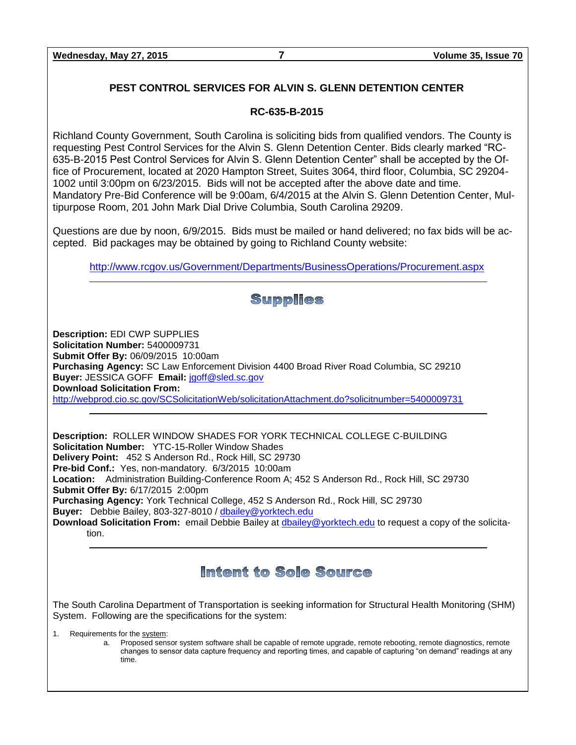## PEST CONTROL SERVICES FOR ALVIN S. GLENN DETENTION CENTER

### RC-635-B-2015

Richland County Government, South Carolina is soliciting bids from qualified vendors. The County is requesting Pest Control Services for the Alvin S. Glenn Detention Center. Bids clearly marked "RC-635-B-2015 Pest Control Services for Alvin S. Glenn Detention Center" shall be accepted by the Office of Procurement, located at 2020 Hampton Street, Suites 3064, third floor, Columbia, SC 29204-1002 until 3:00pm on 6/23/2015. Bids will not be accepted after the above date and time. Mandatory Pre-Bid Conference will be 9:00am, 6/4/2015 at the Alvin S. Glenn Detention Center, Multipurpose Room, 201 John Mark Dial Drive Columbia, South Carolina 29209.

Questions are due by noon, 6/9/2015. Bids must be mailed or hand delivered; no fax bids will be accepted. Bid packages may be obtained by going to Richland County website:

http://www.rcgov.us/Government/Departments/BusinessOperations/Procurement.aspx

---

# Supplies

**Description:** EDI CWP SUPPLIES
**Solicitation Number:** 5400009731
**Submit Offer By:** 06/09/2015 10:00am
**Purchasing Agency:** SC Law Enforcement Division 4400 Broad River Road Columbia, SC 29210
**Buyer:** JESSICA GOFF **Email:** jgoff@sled.sc.gov
**Download Solicitation From:**
http://webprod.cio.sc.gov/SCSolicitationWeb/solicitationAttachment.do?solicitnumber=5400009731

---

**Description:** ROLLER WINDOW SHADES FOR YORK TECHNICAL COLLEGE C-BUILDING
**Solicitation Number:** YTC-15-Roller Window Shades
**Delivery Point:** 452 S Anderson Rd., Rock Hill, SC 29730
**Pre-bid Conf.:** Yes, non-mandatory. 6/3/2015 10:00am
**Location:** Administration Building-Conference Room A; 452 S Anderson Rd., Rock Hill, SC 29730
**Submit Offer By:** 6/17/2015 2:00pm
**Purchasing Agency:** York Technical College, 452 S Anderson Rd., Rock Hill, SC 29730
**Buyer:** Debbie Bailey, 803-327-8010 / dbailey@yorktech.edu
**Download Solicitation From:** email Debbie Bailey at dbailey@yorktech.edu to request a copy of the solicitation.

---

# Intent to Sole Source

The South Carolina Department of Transportation is seeking information for Structural Health Monitoring (SHM) System. Following are the specifications for the system:

1. Requirements for the system:
   a. Proposed sensor system software shall be capable of remote upgrade, remote rebooting, remote diagnostics, remote changes to sensor data capture frequency and reporting times, and capable of capturing "on demand" readings at any time.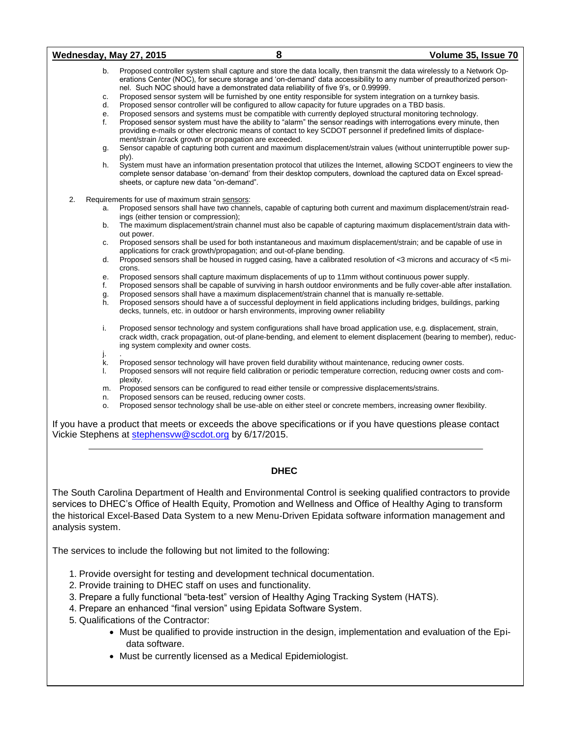b. Proposed controller system shall capture and store the data locally, then transmit the data wirelessly to a Network Operations Center (NOC), for secure storage and 'on-demand' data accessibility to any number of preauthorized personnel. Such NOC should have a demonstrated data reliability of five 9's, or 0.99999.
c. Proposed sensor system will be furnished by one entity responsible for system integration on a turnkey basis.
d. Proposed sensor controller will be configured to allow capacity for future upgrades on a TBD basis.
e. Proposed sensors and systems must be compatible with currently deployed structural monitoring technology.
f. Proposed sensor system must have the ability to "alarm" the sensor readings with interrogations every minute, then providing e-mails or other electronic means of contact to key SCDOT personnel if predefined limits of displacement/strain /crack growth or propagation are exceeded.
g. Sensor capable of capturing both current and maximum displacement/strain values (without uninterruptible power supply).
h. System must have an information presentation protocol that utilizes the Internet, allowing SCDOT engineers to view the complete sensor database 'on-demand' from their desktop computers, download the captured data on Excel spreadsheets, or capture new data "on-demand".

2. Requirements for use of maximum strain sensors:
   a. Proposed sensors shall have two channels, capable of capturing both current and maximum displacement/strain readings (either tension or compression);
   b. The maximum displacement/strain channel must also be capable of capturing maximum displacement/strain data without power.
   c. Proposed sensors shall be used for both instantaneous and maximum displacement/strain; and be capable of use in applications for crack growth/propagation; and out-of-plane bending.
   d. Proposed sensors shall be housed in rugged casing, have a calibrated resolution of <3 microns and accuracy of <5 microns.
   e. Proposed sensors shall capture maximum displacements of up to 11mm without continuous power supply.
   f. Proposed sensors shall be capable of surviving in harsh outdoor environments and be fully cover-able after installation.
   g. Proposed sensors shall have a maximum displacement/strain channel that is manually re-settable.
   h. Proposed sensors should have a of successful deployment in field applications including bridges, buildings, parking decks, tunnels, etc. in outdoor or harsh environments, improving owner reliability
   i. Proposed sensor technology and system configurations shall have broad application use, e.g. displacement, strain, crack width, crack propagation, out-of plane-bending, and element to element displacement (bearing to member), reducing system complexity and owner costs.
   j. .
   k. Proposed sensor technology will have proven field durability without maintenance, reducing owner costs.
   l. Proposed sensors will not require field calibration or periodic temperature correction, reducing owner costs and complexity.
   m. Proposed sensors can be configured to read either tensile or compressive displacements/strains.
   n. Proposed sensors can be reused, reducing owner costs.
   o. Proposed sensor technology shall be use-able on either steel or concrete members, increasing owner flexibility.

If you have a product that meets or exceeds the above specifications or if you have questions please contact Vickie Stephens at [stephensvw@scdot.org](mailto:stephensvw@scdot.org) by 6/17/2015.

---

## DHEC

The South Carolina Department of Health and Environmental Control is seeking qualified contractors to provide services to DHEC's Office of Health Equity, Promotion and Wellness and Office of Healthy Aging to transform the historical Excel-Based Data System to a new Menu-Driven Epidata software information management and analysis system.

The services to include the following but not limited to the following:

1. Provide oversight for testing and development technical documentation.
2. Provide training to DHEC staff on uses and functionality.
3. Prepare a fully functional "beta-test" version of Healthy Aging Tracking System (HATS).
4. Prepare an enhanced "final version" using Epidata Software System.
5. Qualifications of the Contractor:
   - Must be qualified to provide instruction in the design, implementation and evaluation of the Epidata software.
   - Must be currently licensed as a Medical Epidemiologist.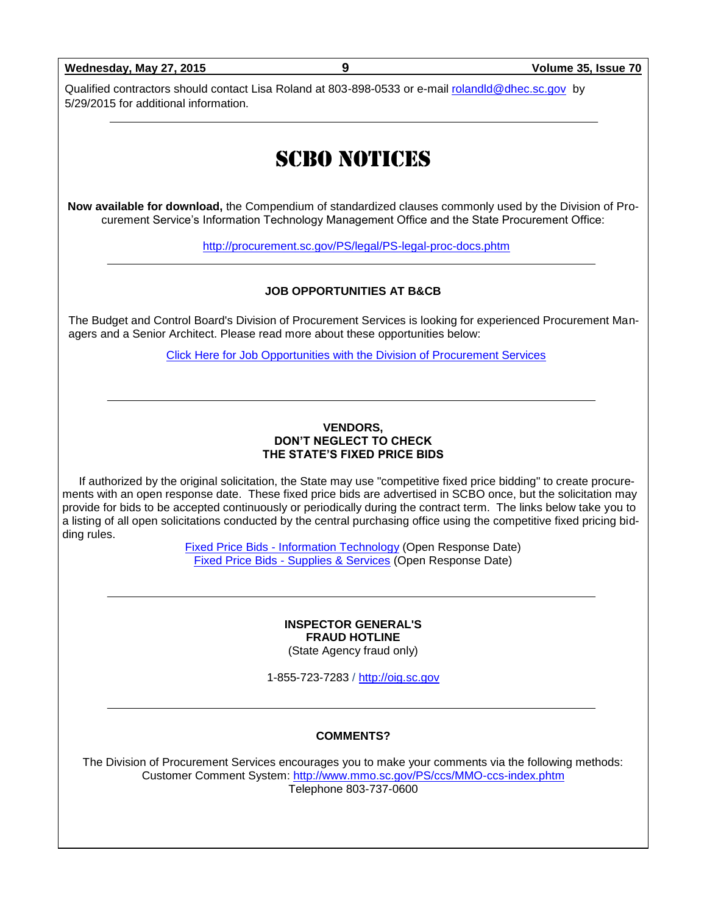Qualified contractors should contact Lisa Roland at 803-898-0533 or e-mail rolandld@dhec.sc.gov by 5/29/2015 for additional information.

---

# SCBO NOTICES

**Now available for download,** the Compendium of standardized clauses commonly used by the Division of Procurement Service's Information Technology Management Office and the State Procurement Office:

http://procurement.sc.gov/PS/legal/PS-legal-proc-docs.phtm

---

**JOB OPPORTUNITIES AT B&CB**

The Budget and Control Board's Division of Procurement Services is looking for experienced Procurement Managers and a Senior Architect. Please read more about these opportunities below:

Click Here for Job Opportunities with the Division of Procurement Services

---

**VENDORS,**
**DON'T NEGLECT TO CHECK**
**THE STATE'S FIXED PRICE BIDS**

If authorized by the original solicitation, the State may use "competitive fixed price bidding" to create procurements with an open response date. These fixed price bids are advertised in SCBO once, but the solicitation may provide for bids to be accepted continuously or periodically during the contract term. The links below take you to a listing of all open solicitations conducted by the central purchasing office using the competitive fixed pricing bidding rules.

Fixed Price Bids - Information Technology (Open Response Date)
Fixed Price Bids - Supplies & Services (Open Response Date)

---

**INSPECTOR GENERAL'S**
**FRAUD HOTLINE**
(State Agency fraud only)

1-855-723-7283 / http://oig.sc.gov

---

**COMMENTS?**

The Division of Procurement Services encourages you to make your comments via the following methods:
Customer Comment System: http://www.mmo.sc.gov/PS/ccs/MMO-ccs-index.phtm
Telephone 803-737-0600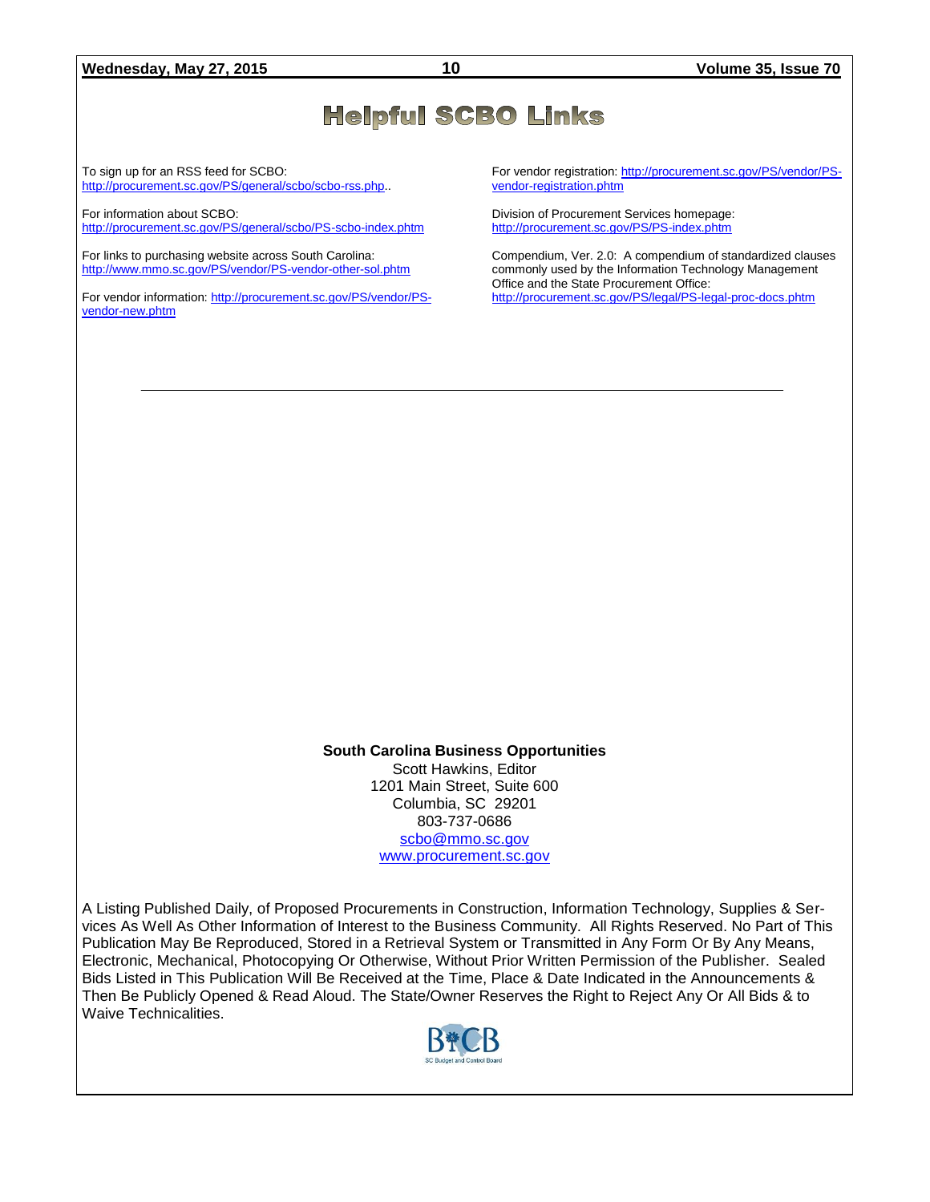# Helpful SCBO Links

To sign up for an RSS feed for SCBO:
http://procurement.sc.gov/PS/general/scbo/scbo-rss.php..

For information about SCBO:
http://procurement.sc.gov/PS/general/scbo/PS-scbo-index.phtm

For links to purchasing website across South Carolina:
http://www.mmo.sc.gov/PS/vendor/PS-vendor-other-sol.phtm

For vendor information: http://procurement.sc.gov/PS/vendor/PS-vendor-new.phtm

For vendor registration: http://procurement.sc.gov/PS/vendor/PS-vendor-registration.phtm

Division of Procurement Services homepage:
http://procurement.sc.gov/PS/PS-index.phtm

Compendium, Ver. 2.0: A compendium of standardized clauses commonly used by the Information Technology Management Office and the State Procurement Office:
http://procurement.sc.gov/PS/legal/PS-legal-proc-docs.phtm

---

**South Carolina Business Opportunities**
Scott Hawkins, Editor
1201 Main Street, Suite 600
Columbia, SC 29201
803-737-0686
scbo@mmo.sc.gov
www.procurement.sc.gov

A Listing Published Daily, of Proposed Procurements in Construction, Information Technology, Supplies & Services As Well As Other Information of Interest to the Business Community. All Rights Reserved. No Part of This Publication May Be Reproduced, Stored in a Retrieval System or Transmitted in Any Form Or By Any Means, Electronic, Mechanical, Photocopying Or Otherwise, Without Prior Written Permission of the Publisher. Sealed Bids Listed in This Publication Will Be Received at the Time, Place & Date Indicated in the Announcements & Then Be Publicly Opened & Read Aloud. The State/Owner Reserves the Right to Reject Any Or All Bids & to Waive Technicalities.

BCB
SC Budget and Control Board